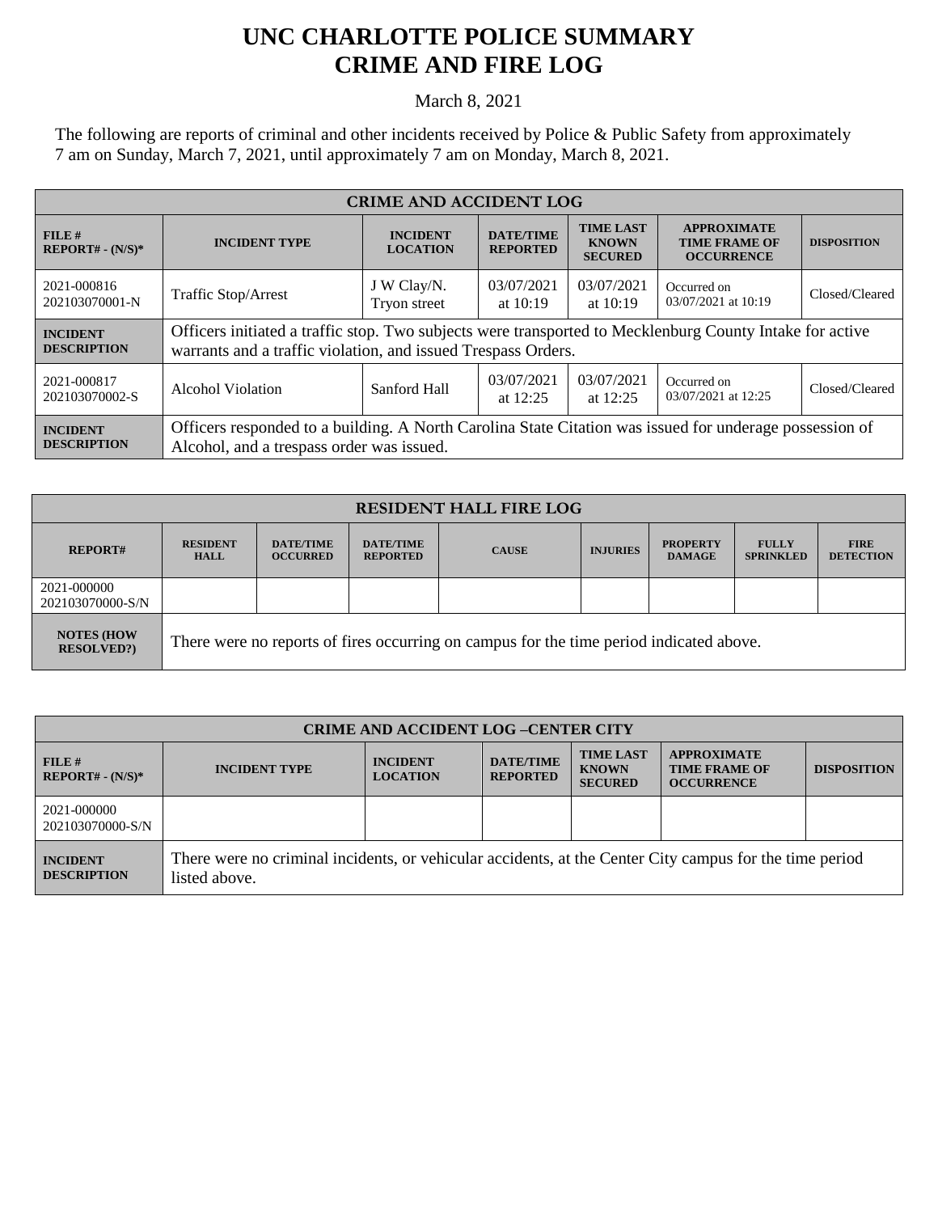# UNC CHARLOTTE POLICE SUMMARY
# CRIME AND FIRE LOG

March 8, 2021

The following are reports of criminal and other incidents received by Police & Public Safety from approximately 7 am on Sunday, March 7, 2021, until approximately 7 am on Monday, March 8, 2021.

| CRIME AND ACCIDENT LOG | | | | | | |
|---|---|---|---|---|---|---|
| **FILE # REPORT# - (N/S)*** | **INCIDENT TYPE** | **INCIDENT LOCATION** | **DATE/TIME REPORTED** | **TIME LAST KNOWN SECURED** | **APPROXIMATE TIME FRAME OF OCCURRENCE** | **DISPOSITION** |
| 2021-000816 202103070001-N | Traffic Stop/Arrest | J W Clay/N. Tryon street | 03/07/2021 at 10:19 | 03/07/2021 at 10:19 | Occurred on 03/07/2021 at 10:19 | Closed/Cleared |
| **INCIDENT DESCRIPTION** | Officers initiated a traffic stop. Two subjects were transported to Mecklenburg County Intake for active warrants and a traffic violation, and issued Trespass Orders. | | | | | |
| 2021-000817 202103070002-S | Alcohol Violation | Sanford Hall | 03/07/2021 at 12:25 | 03/07/2021 at 12:25 | Occurred on 03/07/2021 at 12:25 | Closed/Cleared |
| **INCIDENT DESCRIPTION** | Officers responded to a building. A North Carolina State Citation was issued for underage possession of Alcohol, and a trespass order was issued. | | | | | |

| RESIDENT HALL FIRE LOG | | | | | | | | |
|---|---|---|---|---|---|---|---|---|
| **REPORT#** | **RESIDENT HALL** | **DATE/TIME OCCURRED** | **DATE/TIME REPORTED** | **CAUSE** | **INJURIES** | **PROPERTY DAMAGE** | **FULLY SPRINKLED** | **FIRE DETECTION** |
| 2021-000000 202103070000-S/N | | | | | | | | |
| **NOTES (HOW RESOLVED?)** | There were no reports of fires occurring on campus for the time period indicated above. | | | | | | | |

| CRIME AND ACCIDENT LOG –CENTER CITY | | | | | | |
|---|---|---|---|---|---|---|
| **FILE # REPORT# - (N/S)*** | **INCIDENT TYPE** | **INCIDENT LOCATION** | **DATE/TIME REPORTED** | **TIME LAST KNOWN SECURED** | **APPROXIMATE TIME FRAME OF OCCURRENCE** | **DISPOSITION** |
| 2021-000000 202103070000-S/N | | | | | | |
| **INCIDENT DESCRIPTION** | There were no criminal incidents, or vehicular accidents, at the Center City campus for the time period listed above. | | | | | |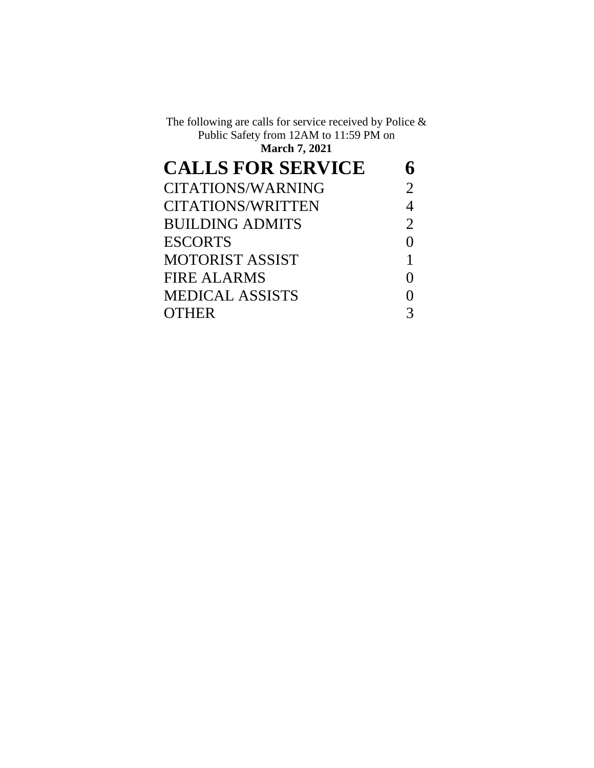The following are calls for service received by Police & Public Safety from 12AM to 11:59 PM on

**March 7, 2021**

| | |
|---|---|
| **CALLS FOR SERVICE** | **6** |
| CITATIONS/WARNING | 2 |
| CITATIONS/WRITTEN | 4 |
| BUILDING ADMITS | 2 |
| ESCORTS | 0 |
| MOTORIST ASSIST | 1 |
| FIRE ALARMS | 0 |
| MEDICAL ASSISTS | 0 |
| OTHER | 3 |